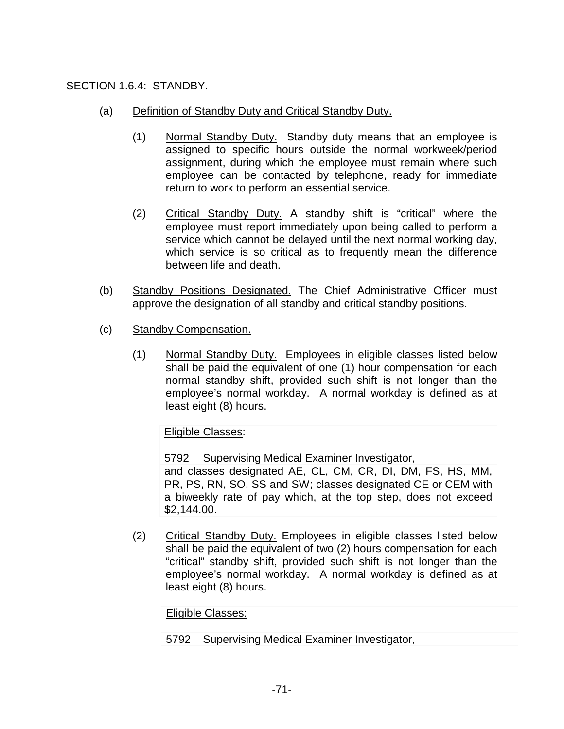SECTION 1.6.4: STANDBY.

(a) Definition of Standby Duty and Critical Standby Duty.

(1) Normal Standby Duty. Standby duty means that an employee is assigned to specific hours outside the normal workweek/period assignment, during which the employee must remain where such employee can be contacted by telephone, ready for immediate return to work to perform an essential service.

(2) Critical Standby Duty. A standby shift is "critical" where the employee must report immediately upon being called to perform a service which cannot be delayed until the next normal working day, which service is so critical as to frequently mean the difference between life and death.

(b) Standby Positions Designated. The Chief Administrative Officer must approve the designation of all standby and critical standby positions.

(c) Standby Compensation.

(1) Normal Standby Duty. Employees in eligible classes listed below shall be paid the equivalent of one (1) hour compensation for each normal standby shift, provided such shift is not longer than the employee's normal workday. A normal workday is defined as at least eight (8) hours.

Eligible Classes:

5792 Supervising Medical Examiner Investigator,

and classes designated AE, CL, CM, CR, DI, DM, FS, HS, MM, PR, PS, RN, SO, SS and SW; classes designated CE or CEM with a biweekly rate of pay which, at the top step, does not exceed $2,144.00.

(2) Critical Standby Duty. Employees in eligible classes listed below shall be paid the equivalent of two (2) hours compensation for each "critical" standby shift, provided such shift is not longer than the employee's normal workday. A normal workday is defined as at least eight (8) hours.

Eligible Classes:

5792 Supervising Medical Examiner Investigator,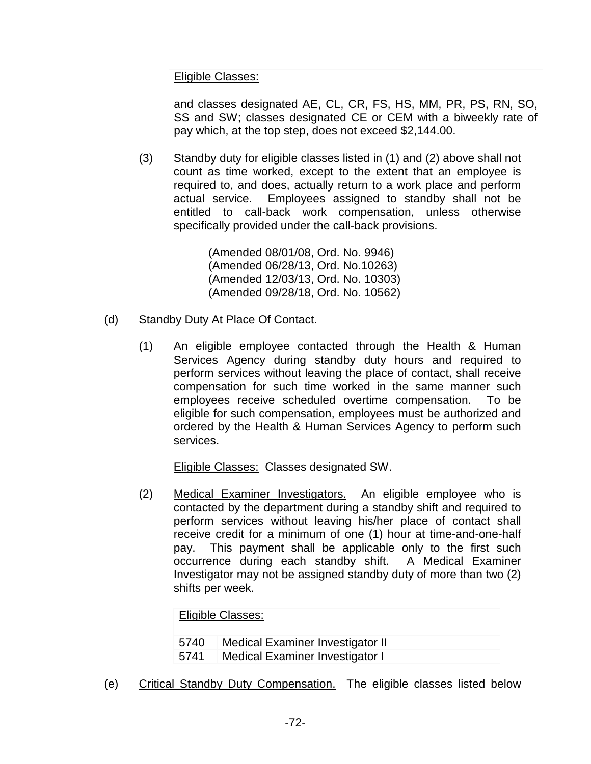Eligible Classes:

and classes designated AE, CL, CR, FS, HS, MM, PR, PS, RN, SO, SS and SW; classes designated CE or CEM with a biweekly rate of pay which, at the top step, does not exceed $2,144.00.

(3) Standby duty for eligible classes listed in (1) and (2) above shall not count as time worked, except to the extent that an employee is required to, and does, actually return to a work place and perform actual service. Employees assigned to standby shall not be entitled to call-back work compensation, unless otherwise specifically provided under the call-back provisions.

(Amended 08/01/08, Ord. No. 9946)
(Amended 06/28/13, Ord. No.10263)
(Amended 12/03/13, Ord. No. 10303)
(Amended 09/28/18, Ord. No. 10562)

(d) Standby Duty At Place Of Contact.

(1) An eligible employee contacted through the Health & Human Services Agency during standby duty hours and required to perform services without leaving the place of contact, shall receive compensation for such time worked in the same manner such employees receive scheduled overtime compensation. To be eligible for such compensation, employees must be authorized and ordered by the Health & Human Services Agency to perform such services.

Eligible Classes: Classes designated SW.

(2) Medical Examiner Investigators. An eligible employee who is contacted by the department during a standby shift and required to perform services without leaving his/her place of contact shall receive credit for a minimum of one (1) hour at time-and-one-half pay. This payment shall be applicable only to the first such occurrence during each standby shift. A Medical Examiner Investigator may not be assigned standby duty of more than two (2) shifts per week.

Eligible Classes:

| | |
|---|---|
| 5740 | Medical Examiner Investigator II |
| 5741 | Medical Examiner Investigator I |

(e) Critical Standby Duty Compensation. The eligible classes listed below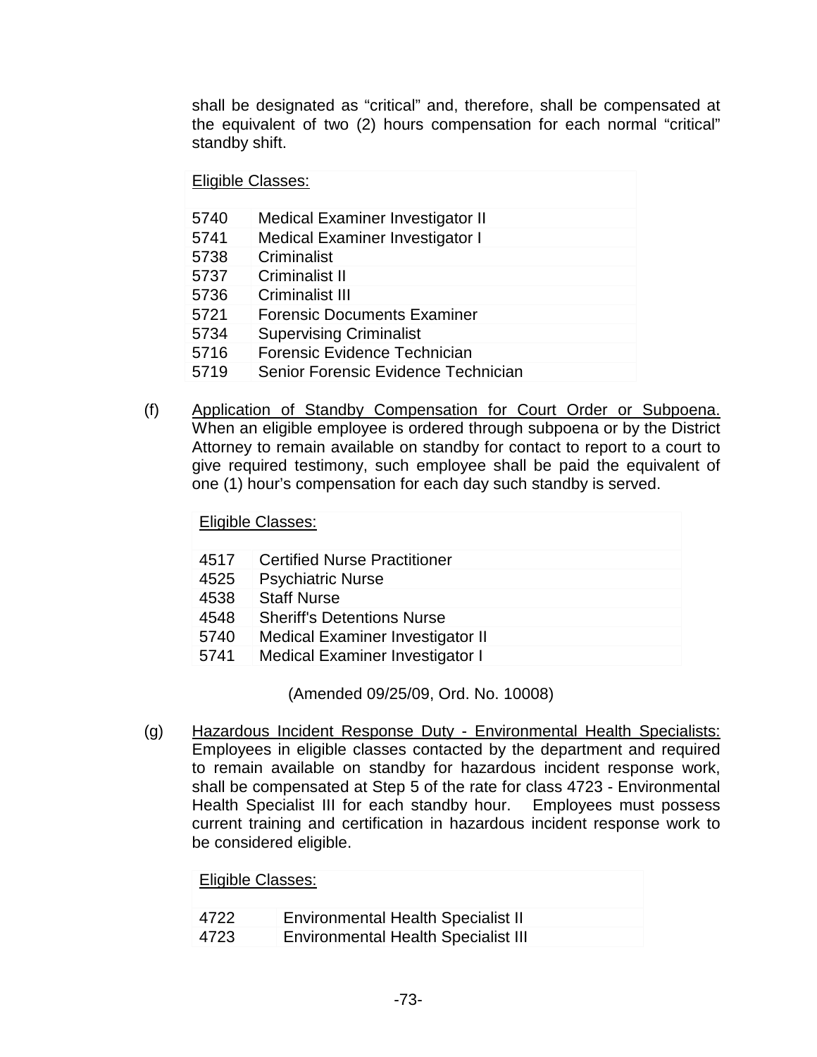shall be designated as "critical" and, therefore, shall be compensated at the equivalent of two (2) hours compensation for each normal "critical" standby shift.

| Eligible Classes: | |
|---|---|
| 5740 | Medical Examiner Investigator II |
| 5741 | Medical Examiner Investigator I |
| 5738 | Criminalist |
| 5737 | Criminalist II |
| 5736 | Criminalist III |
| 5721 | Forensic Documents Examiner |
| 5734 | Supervising Criminalist |
| 5716 | Forensic Evidence Technician |
| 5719 | Senior Forensic Evidence Technician |

(f) Application of Standby Compensation for Court Order or Subpoena. When an eligible employee is ordered through subpoena or by the District Attorney to remain available on standby for contact to report to a court to give required testimony, such employee shall be paid the equivalent of one (1) hour's compensation for each day such standby is served.

| Eligible Classes: | |
|---|---|
| 4517 | Certified Nurse Practitioner |
| 4525 | Psychiatric Nurse |
| 4538 | Staff Nurse |
| 4548 | Sheriff's Detentions Nurse |
| 5740 | Medical Examiner Investigator II |
| 5741 | Medical Examiner Investigator I |

(Amended 09/25/09, Ord. No. 10008)

(g) Hazardous Incident Response Duty - Environmental Health Specialists: Employees in eligible classes contacted by the department and required to remain available on standby for hazardous incident response work, shall be compensated at Step 5 of the rate for class 4723 - Environmental Health Specialist III for each standby hour. Employees must possess current training and certification in hazardous incident response work to be considered eligible.

| Eligible Classes: | |
|---|---|
| 4722 | Environmental Health Specialist II |
| 4723 | Environmental Health Specialist III |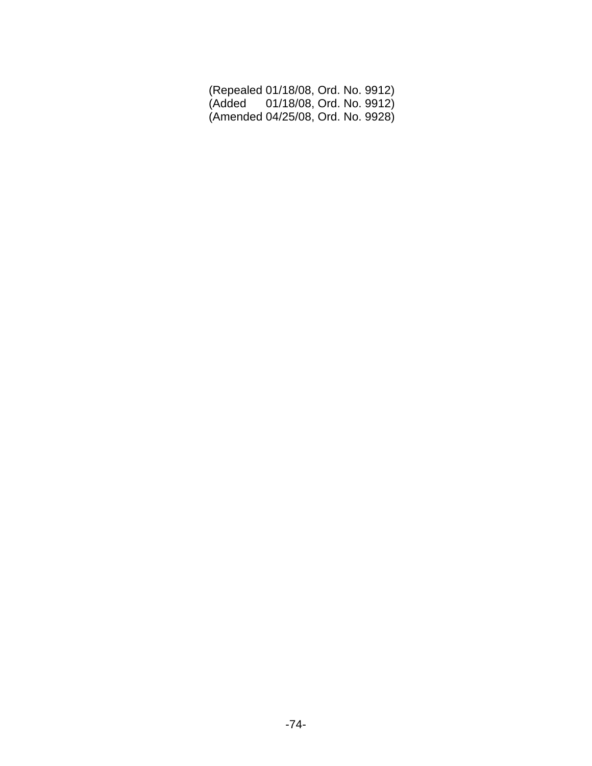(Repealed 01/18/08, Ord. No. 9912)
(Added 01/18/08, Ord. No. 9912)
(Amended 04/25/08, Ord. No. 9928)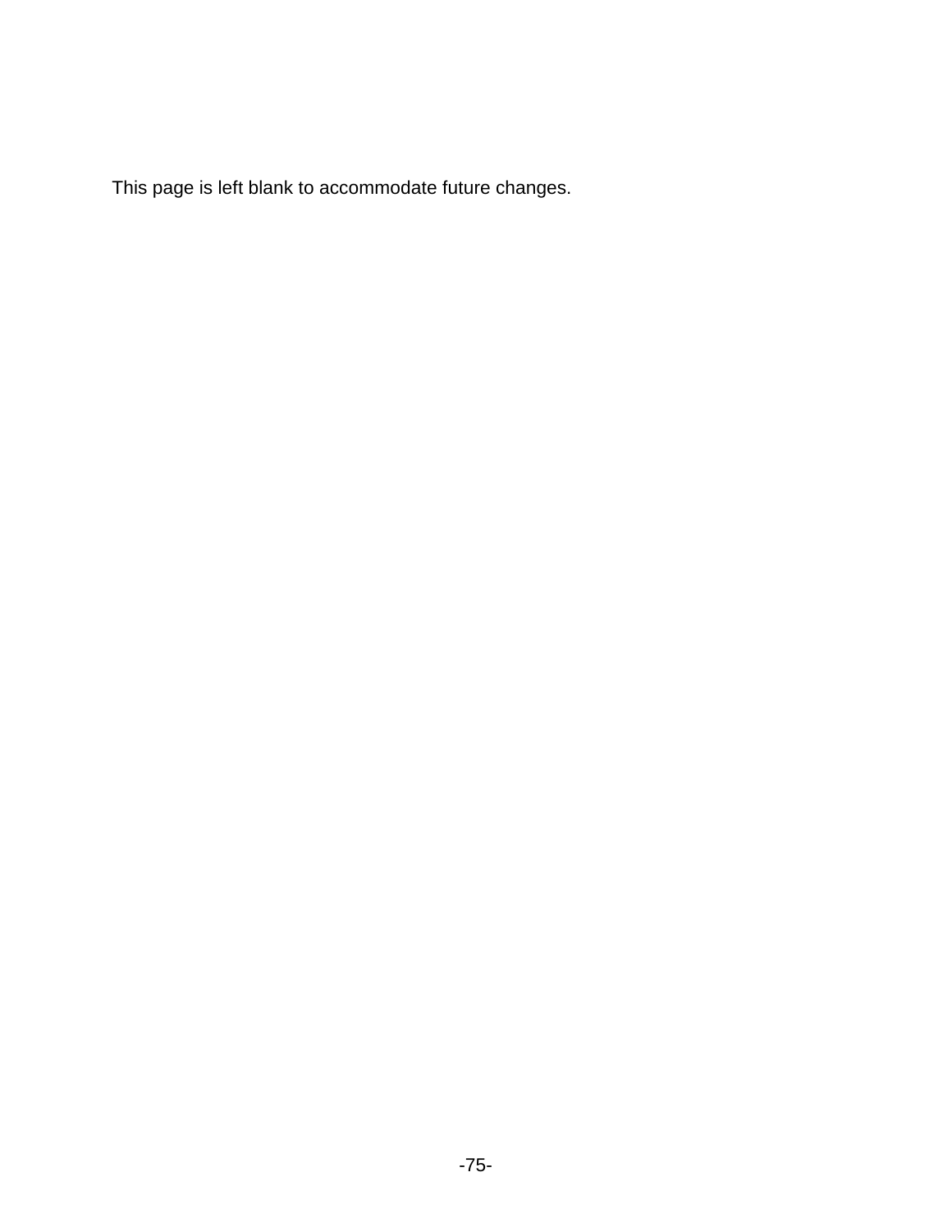This page is left blank to accommodate future changes.